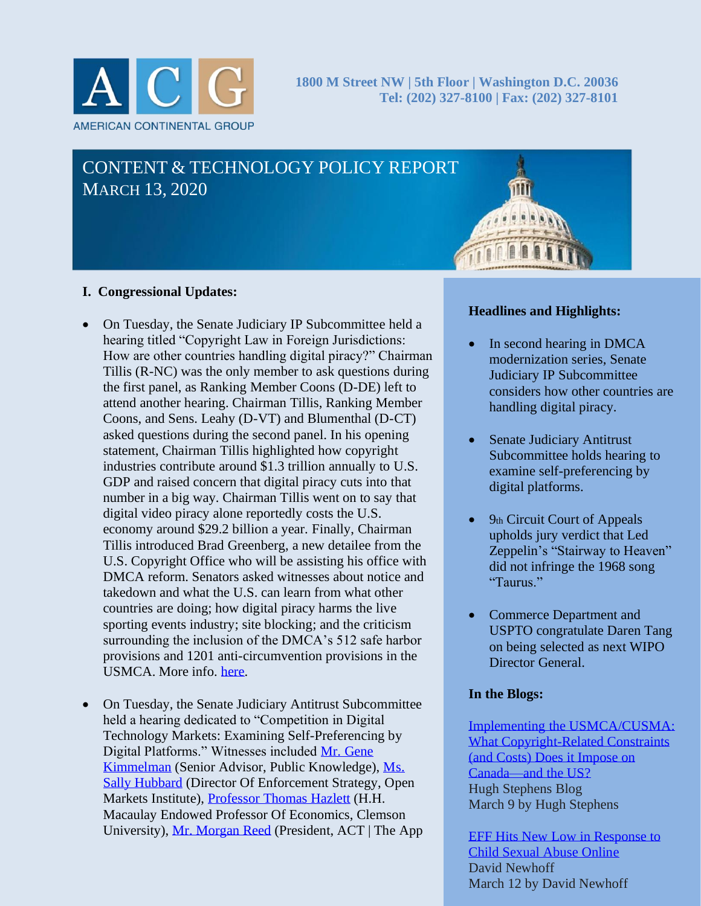# AMERICAN CONTINENTAL GROUP

1800 M Street NW | 5th Floor | Washington D.C. 20036
Tel: (202) 327-8100 | Fax: (202) 327-8101

## CONTENT & TECHNOLOGY POLICY REPORT
## MARCH 13, 2020

### I. Congressional Updates:

- On Tuesday, the Senate Judiciary IP Subcommittee held a hearing titled "Copyright Law in Foreign Jurisdictions: How are other countries handling digital piracy?" Chairman Tillis (R-NC) was the only member to ask questions during the first panel, as Ranking Member Coons (D-DE) left to attend another hearing. Chairman Tillis, Ranking Member Coons, and Sens. Leahy (D-VT) and Blumenthal (D-CT) asked questions during the second panel. In his opening statement, Chairman Tillis highlighted how copyright industries contribute around $1.3 trillion annually to U.S. GDP and raised concern that digital piracy cuts into that number in a big way. Chairman Tillis went on to say that digital video piracy alone reportedly costs the U.S. economy around $29.2 billion a year. Finally, Chairman Tillis introduced Brad Greenberg, a new detailee from the U.S. Copyright Office who will be assisting his office with DMCA reform. Senators asked witnesses about notice and takedown and what the U.S. can learn from what other countries are doing; how digital piracy harms the live sporting events industry; site blocking; and the criticism surrounding the inclusion of the DMCA's 512 safe harbor provisions and 1201 anti-circumvention provisions in the USMCA. More info. here.

- On Tuesday, the Senate Judiciary Antitrust Subcommittee held a hearing dedicated to "Competition in Digital Technology Markets: Examining Self-Preferencing by Digital Platforms." Witnesses included Mr. Gene Kimmelman (Senior Advisor, Public Knowledge), Ms. Sally Hubbard (Director Of Enforcement Strategy, Open Markets Institute), Professor Thomas Hazlett (H.H. Macaulay Endowed Professor Of Economics, Clemson University), Mr. Morgan Reed (President, ACT | The App

**Headlines and Highlights:**

- In second hearing in DMCA modernization series, Senate Judiciary IP Subcommittee considers how other countries are handling digital piracy.

- Senate Judiciary Antitrust Subcommittee holds hearing to examine self-preferencing by digital platforms.

- 9th Circuit Court of Appeals upholds jury verdict that Led Zeppelin's "Stairway to Heaven" did not infringe the 1968 song "Taurus."

- Commerce Department and USPTO congratulate Daren Tang on being selected as next WIPO Director General.

**In the Blogs:**

Implementing the USMCA/CUSMA: What Copyright-Related Constraints (and Costs) Does it Impose on Canada—and the US?
Hugh Stephens Blog
March 9 by Hugh Stephens

EFF Hits New Low in Response to Child Sexual Abuse Online
David Newhoff
March 12 by David Newhoff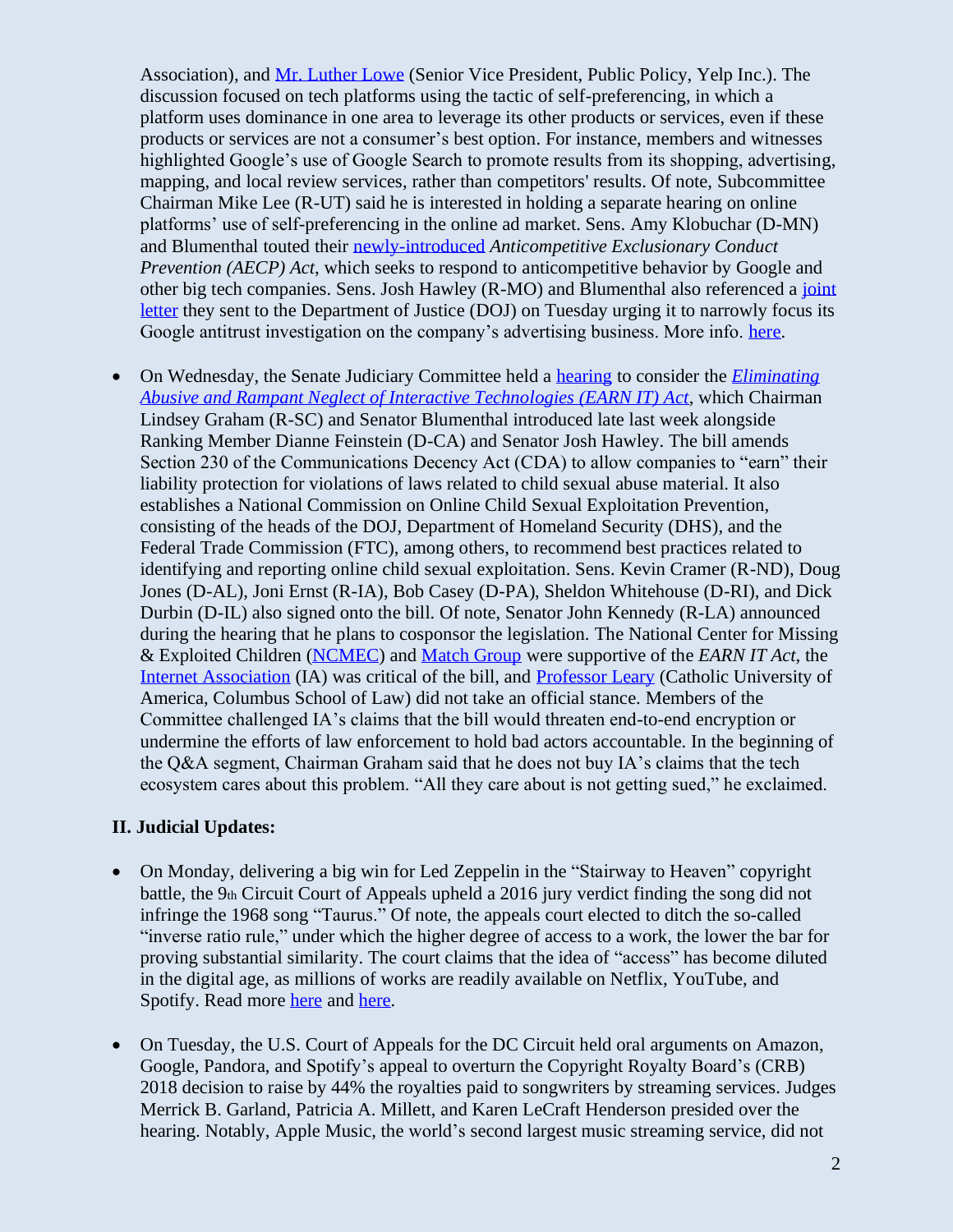Association), and [Mr. Luther Lowe] (Senior Vice President, Public Policy, Yelp Inc.). The discussion focused on tech platforms using the tactic of self-preferencing, in which a platform uses dominance in one area to leverage its other products or services, even if these products or services are not a consumer's best option. For instance, members and witnesses highlighted Google's use of Google Search to promote results from its shopping, advertising, mapping, and local review services, rather than competitors' results. Of note, Subcommittee Chairman Mike Lee (R-UT) said he is interested in holding a separate hearing on online platforms' use of self-preferencing in the online ad market. Sens. Amy Klobuchar (D-MN) and Blumenthal touted their newly-introduced *Anticompetitive Exclusionary Conduct Prevention (AECP) Act*, which seeks to respond to anticompetitive behavior by Google and other big tech companies. Sens. Josh Hawley (R-MO) and Blumenthal also referenced a joint letter they sent to the Department of Justice (DOJ) on Tuesday urging it to narrowly focus its Google antitrust investigation on the company's advertising business. More info. here.

- On Wednesday, the Senate Judiciary Committee held a hearing to consider the *Eliminating Abusive and Rampant Neglect of Interactive Technologies (EARN IT) Act*, which Chairman Lindsey Graham (R-SC) and Senator Blumenthal introduced late last week alongside Ranking Member Dianne Feinstein (D-CA) and Senator Josh Hawley. The bill amends Section 230 of the Communications Decency Act (CDA) to allow companies to "earn" their liability protection for violations of laws related to child sexual abuse material. It also establishes a National Commission on Online Child Sexual Exploitation Prevention, consisting of the heads of the DOJ, Department of Homeland Security (DHS), and the Federal Trade Commission (FTC), among others, to recommend best practices related to identifying and reporting online child sexual exploitation. Sens. Kevin Cramer (R-ND), Doug Jones (D-AL), Joni Ernst (R-IA), Bob Casey (D-PA), Sheldon Whitehouse (D-RI), and Dick Durbin (D-IL) also signed onto the bill. Of note, Senator John Kennedy (R-LA) announced during the hearing that he plans to cosponsor the legislation. The National Center for Missing & Exploited Children (NCMEC) and Match Group were supportive of the *EARN IT Act*, the Internet Association (IA) was critical of the bill, and Professor Leary (Catholic University of America, Columbus School of Law) did not take an official stance. Members of the Committee challenged IA's claims that the bill would threaten end-to-end encryption or undermine the efforts of law enforcement to hold bad actors accountable. In the beginning of the Q&A segment, Chairman Graham said that he does not buy IA's claims that the tech ecosystem cares about this problem. "All they care about is not getting sued," he exclaimed.

**II. Judicial Updates:**

- On Monday, delivering a big win for Led Zeppelin in the "Stairway to Heaven" copyright battle, the 9th Circuit Court of Appeals upheld a 2016 jury verdict finding the song did not infringe the 1968 song "Taurus." Of note, the appeals court elected to ditch the so-called "inverse ratio rule," under which the higher degree of access to a work, the lower the bar for proving substantial similarity. The court claims that the idea of "access" has become diluted in the digital age, as millions of works are readily available on Netflix, YouTube, and Spotify. Read more here and here.

- On Tuesday, the U.S. Court of Appeals for the DC Circuit held oral arguments on Amazon, Google, Pandora, and Spotify's appeal to overturn the Copyright Royalty Board's (CRB) 2018 decision to raise by 44% the royalties paid to songwriters by streaming services. Judges Merrick B. Garland, Patricia A. Millett, and Karen LeCraft Henderson presided over the hearing. Notably, Apple Music, the world's second largest music streaming service, did not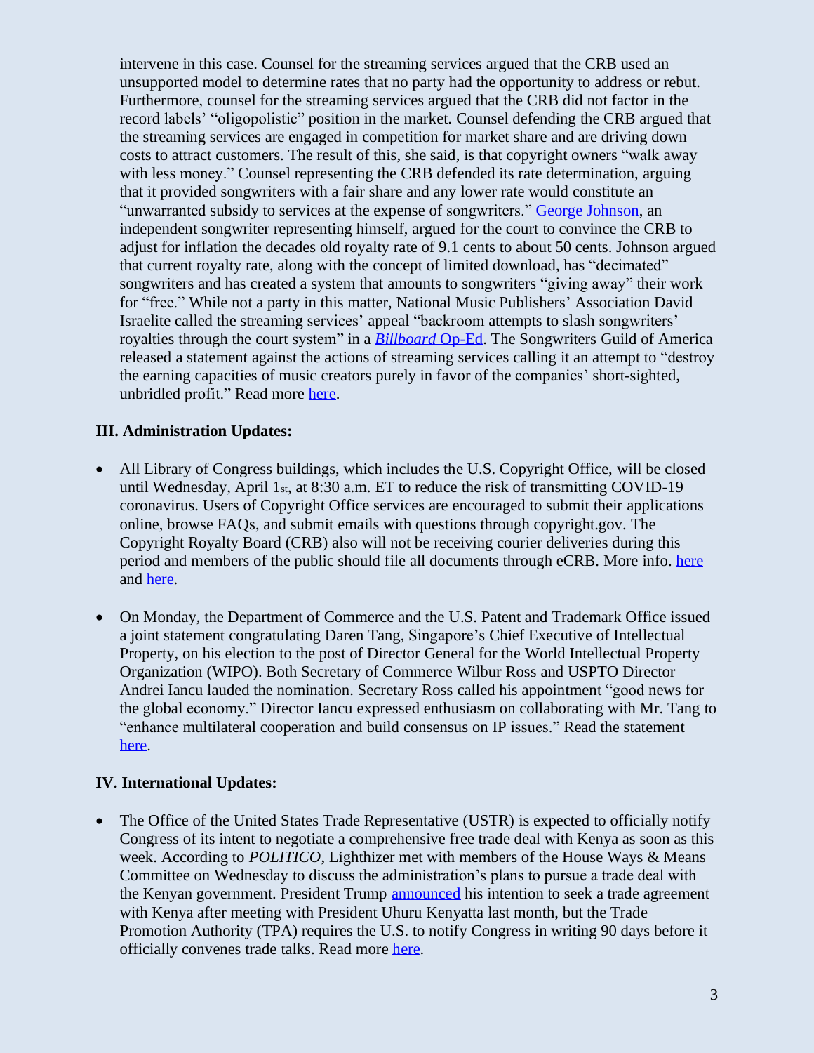intervene in this case. Counsel for the streaming services argued that the CRB used an unsupported model to determine rates that no party had the opportunity to address or rebut. Furthermore, counsel for the streaming services argued that the CRB did not factor in the record labels' "oligopolistic" position in the market. Counsel defending the CRB argued that the streaming services are engaged in competition for market share and are driving down costs to attract customers. The result of this, she said, is that copyright owners "walk away with less money." Counsel representing the CRB defended its rate determination, arguing that it provided songwriters with a fair share and any lower rate would constitute an "unwarranted subsidy to services at the expense of songwriters." George Johnson, an independent songwriter representing himself, argued for the court to convince the CRB to adjust for inflation the decades old royalty rate of 9.1 cents to about 50 cents. Johnson argued that current royalty rate, along with the concept of limited download, has "decimated" songwriters and has created a system that amounts to songwriters "giving away" their work for "free." While not a party in this matter, National Music Publishers' Association David Israelite called the streaming services' appeal "backroom attempts to slash songwriters' royalties through the court system" in a *Billboard* Op-Ed. The Songwriters Guild of America released a statement against the actions of streaming services calling it an attempt to "destroy the earning capacities of music creators purely in favor of the companies' short-sighted, unbridled profit." Read more here.

### III. Administration Updates:

- All Library of Congress buildings, which includes the U.S. Copyright Office, will be closed until Wednesday, April 1st, at 8:30 a.m. ET to reduce the risk of transmitting COVID-19 coronavirus. Users of Copyright Office services are encouraged to submit their applications online, browse FAQs, and submit emails with questions through copyright.gov. The Copyright Royalty Board (CRB) also will not be receiving courier deliveries during this period and members of the public should file all documents through eCRB. More info. here and here.

- On Monday, the Department of Commerce and the U.S. Patent and Trademark Office issued a joint statement congratulating Daren Tang, Singapore's Chief Executive of Intellectual Property, on his election to the post of Director General for the World Intellectual Property Organization (WIPO). Both Secretary of Commerce Wilbur Ross and USPTO Director Andrei Iancu lauded the nomination. Secretary Ross called his appointment "good news for the global economy." Director Iancu expressed enthusiasm on collaborating with Mr. Tang to "enhance multilateral cooperation and build consensus on IP issues." Read the statement here.

### IV. International Updates:

- The Office of the United States Trade Representative (USTR) is expected to officially notify Congress of its intent to negotiate a comprehensive free trade deal with Kenya as soon as this week. According to *POLITICO*, Lighthizer met with members of the House Ways & Means Committee on Wednesday to discuss the administration's plans to pursue a trade deal with the Kenyan government. President Trump announced his intention to seek a trade agreement with Kenya after meeting with President Uhuru Kenyatta last month, but the Trade Promotion Authority (TPA) requires the U.S. to notify Congress in writing 90 days before it officially convenes trade talks. Read more here.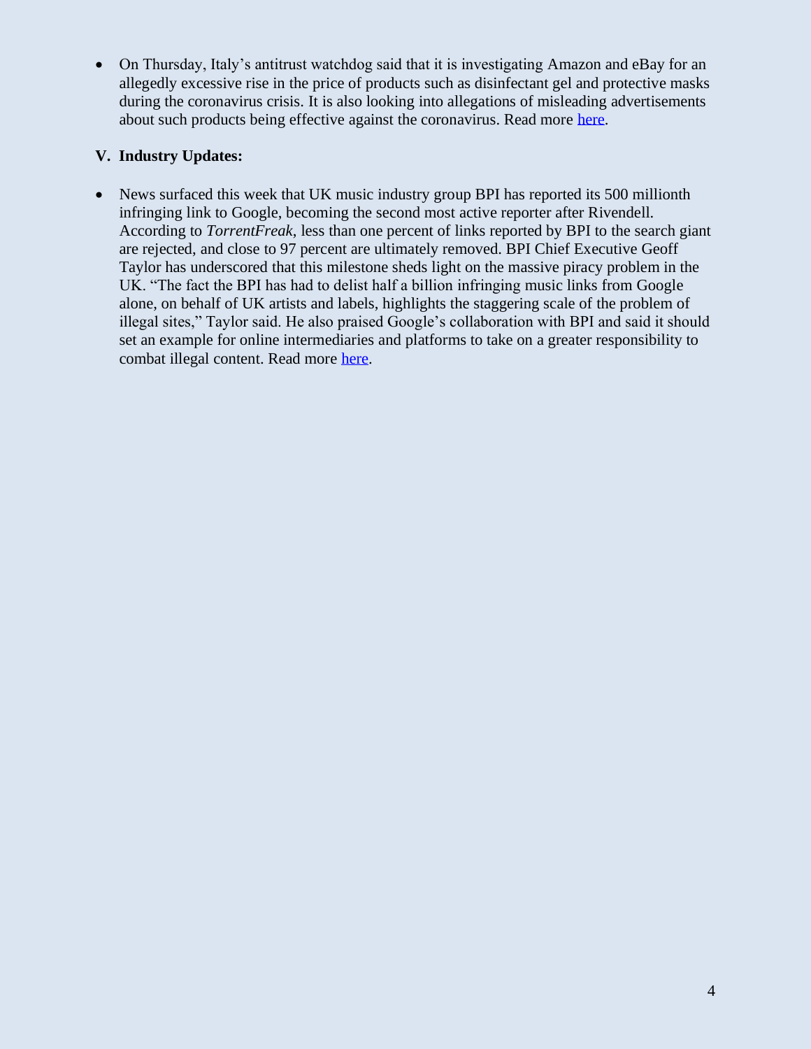- On Thursday, Italy's antitrust watchdog said that it is investigating Amazon and eBay for an allegedly excessive rise in the price of products such as disinfectant gel and protective masks during the coronavirus crisis. It is also looking into allegations of misleading advertisements about such products being effective against the coronavirus. Read more here.

## V. Industry Updates:

- News surfaced this week that UK music industry group BPI has reported its 500 millionth infringing link to Google, becoming the second most active reporter after Rivendell. According to *TorrentFreak*, less than one percent of links reported by BPI to the search giant are rejected, and close to 97 percent are ultimately removed. BPI Chief Executive Geoff Taylor has underscored that this milestone sheds light on the massive piracy problem in the UK. "The fact the BPI has had to delist half a billion infringing music links from Google alone, on behalf of UK artists and labels, highlights the staggering scale of the problem of illegal sites," Taylor said. He also praised Google's collaboration with BPI and said it should set an example for online intermediaries and platforms to take on a greater responsibility to combat illegal content. Read more here.